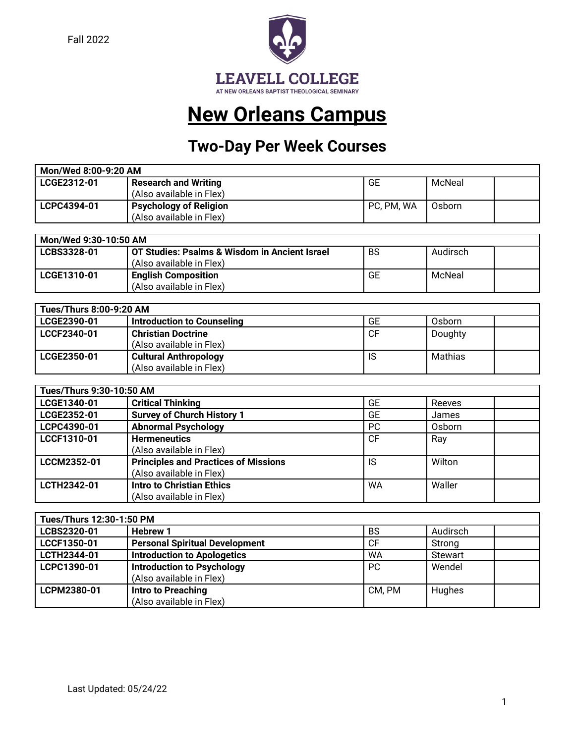Fall 2022

LEAVELL COLLEGE
AT NEW ORLEANS BAPTIST THEOLOGICAL SEMINARY

# New Orleans Campus

## Two-Day Per Week Courses

| Mon/Wed 8:00-9:20 AM | | | | |
|---|---|---|---|---|
| LCGE2312-01 | **Research and Writing** (Also available in Flex) | GE | McNeal | |
| LCPC4394-01 | **Psychology of Religion** (Also available in Flex) | PC, PM, WA | Osborn | |

| Mon/Wed 9:30-10:50 AM | | | | |
|---|---|---|---|---|
| LCBS3328-01 | **OT Studies: Psalms & Wisdom in Ancient Israel** (Also available in Flex) | BS | Audirsch | |
| LCGE1310-01 | **English Composition** (Also available in Flex) | GE | McNeal | |

| Tues/Thurs 8:00-9:20 AM | | | | |
|---|---|---|---|---|
| LCGE2390-01 | **Introduction to Counseling** | GE | Osborn | |
| LCCF2340-01 | **Christian Doctrine** (Also available in Flex) | CF | Doughty | |
| LCGE2350-01 | **Cultural Anthropology** (Also available in Flex) | IS | Mathias | |

| Tues/Thurs 9:30-10:50 AM | | | | |
|---|---|---|---|---|
| LCGE1340-01 | **Critical Thinking** | GE | Reeves | |
| LCGE2352-01 | **Survey of Church History 1** | GE | James | |
| LCPC4390-01 | **Abnormal Psychology** | PC | Osborn | |
| LCCF1310-01 | **Hermeneutics** (Also available in Flex) | CF | Ray | |
| LCCM2352-01 | **Principles and Practices of Missions** (Also available in Flex) | IS | Wilton | |
| LCTH2342-01 | **Intro to Christian Ethics** (Also available in Flex) | WA | Waller | |

| Tues/Thurs 12:30-1:50 PM | | | | |
|---|---|---|---|---|
| LCBS2320-01 | **Hebrew 1** | BS | Audirsch | |
| LCCF1350-01 | **Personal Spiritual Development** | CF | Strong | |
| LCTH2344-01 | **Introduction to Apologetics** | WA | Stewart | |
| LCPC1390-01 | **Introduction to Psychology** (Also available in Flex) | PC | Wendel | |
| LCPM2380-01 | **Intro to Preaching** (Also available in Flex) | CM, PM | Hughes | |

Last Updated: 05/24/22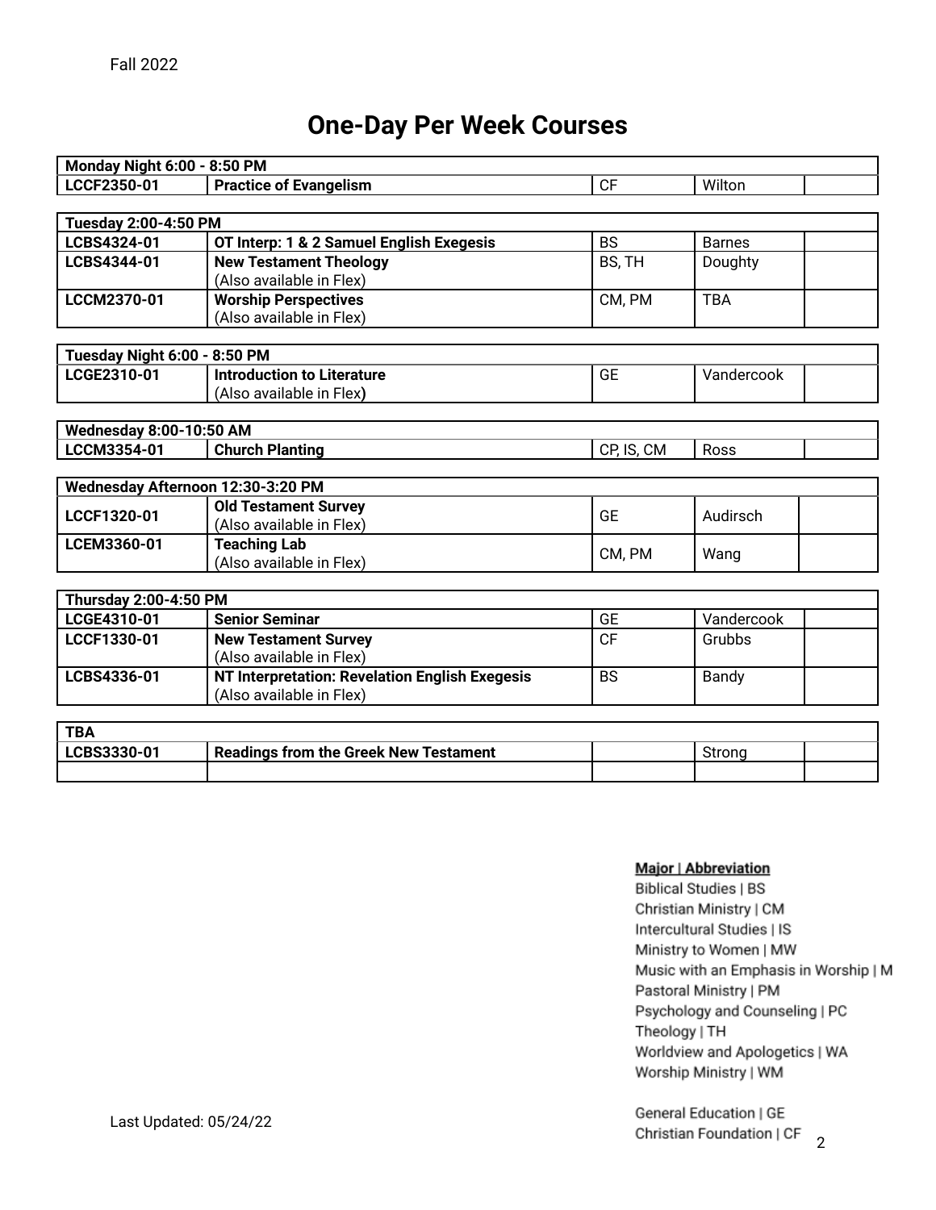Fall 2022

# One-Day Per Week Courses

| Monday Night 6:00 - 8:50 PM | | | | |
|---|---|---|---|---|
| **LCCF2350-01** | **Practice of Evangelism** | CF | Wilton | |

| Tuesday 2:00-4:50 PM | | | | |
|---|---|---|---|---|
| **LCBS4324-01** | **OT Interp: 1 & 2 Samuel English Exegesis** | BS | Barnes | |
| **LCBS4344-01** | **New Testament Theology** (Also available in Flex) | BS, TH | Doughty | |
| **LCCM2370-01** | **Worship Perspectives** (Also available in Flex) | CM, PM | TBA | |

| Tuesday Night 6:00 - 8:50 PM | | | | |
|---|---|---|---|---|
| **LCGE2310-01** | **Introduction to Literature** (Also available in Flex) | GE | Vandercook | |

| Wednesday 8:00-10:50 AM | | | | |
|---|---|---|---|---|
| **LCCM3354-01** | **Church Planting** | CP, IS, CM | Ross | |

| Wednesday Afternoon 12:30-3:20 PM | | | | |
|---|---|---|---|---|
| **LCCF1320-01** | **Old Testament Survey** (Also available in Flex) | GE | Audirsch | |
| **LCEM3360-01** | **Teaching Lab** (Also available in Flex) | CM, PM | Wang | |

| Thursday 2:00-4:50 PM | | | | |
|---|---|---|---|---|
| **LCGE4310-01** | **Senior Seminar** | GE | Vandercook | |
| **LCCF1330-01** | **New Testament Survey** (Also available in Flex) | CF | Grubbs | |
| **LCBS4336-01** | **NT Interpretation: Revelation English Exegesis** (Also available in Flex) | BS | Bandy | |

| TBA | | | | |
|---|---|---|---|---|
| **LCBS3330-01** | **Readings from the Greek New Testament** | | Strong | |
| | | | | |

**Major | Abbreviation**

Biblical Studies | BS
Christian Ministry | CM
Intercultural Studies | IS
Ministry to Women | MW
Music with an Emphasis in Worship | M
Pastoral Ministry | PM
Psychology and Counseling | PC
Theology | TH
Worldview and Apologetics | WA
Worship Ministry | WM

General Education | GE
Christian Foundation | CF

Last Updated: 05/24/22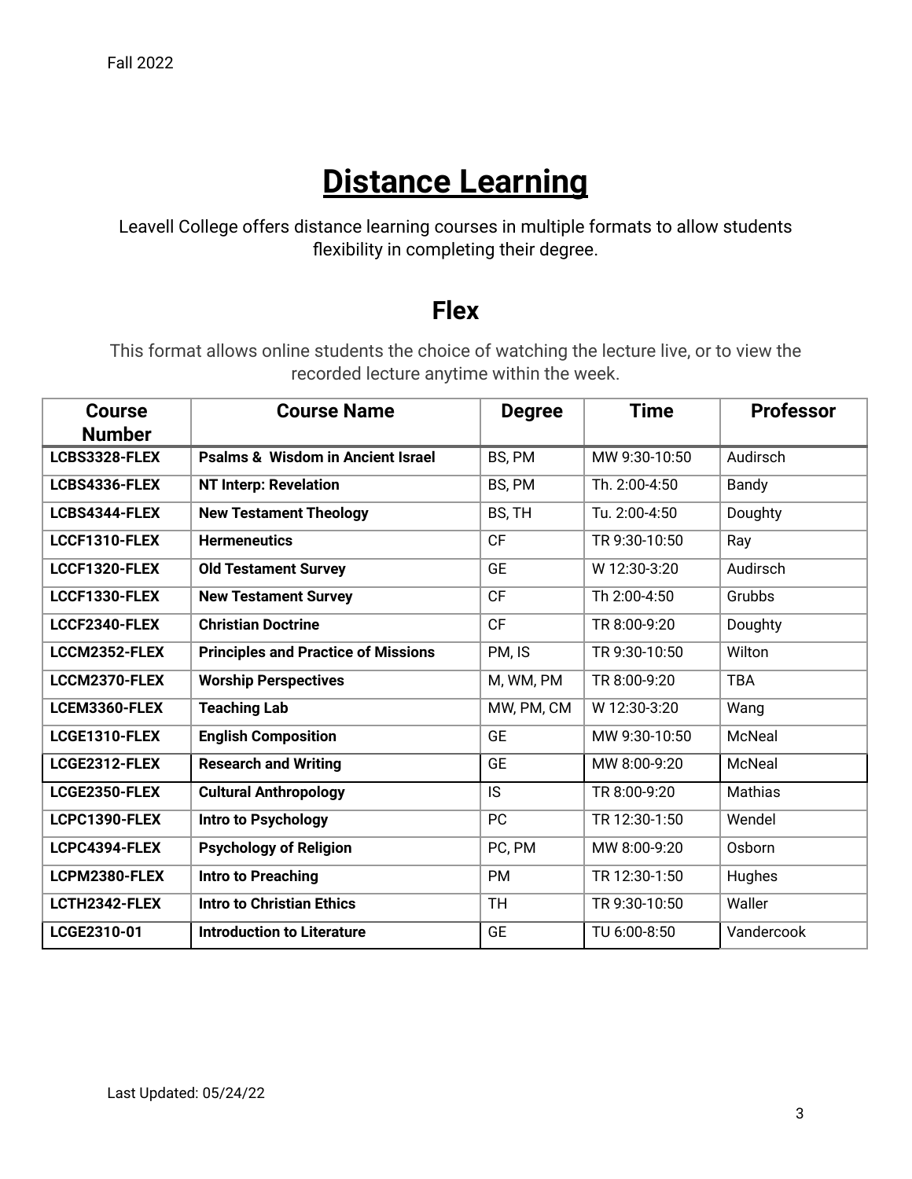# Distance Learning

Leavell College offers distance learning courses in multiple formats to allow students flexibility in completing their degree.

## Flex

This format allows online students the choice of watching the lecture live, or to view the recorded lecture anytime within the week.

| Course Number | Course Name | Degree | Time | Professor |
|---|---|---|---|---|
| **LCBS3328-FLEX** | **Psalms & Wisdom in Ancient Israel** | BS, PM | MW 9:30-10:50 | Audirsch |
| **LCBS4336-FLEX** | **NT Interp: Revelation** | BS, PM | Th. 2:00-4:50 | Bandy |
| **LCBS4344-FLEX** | **New Testament Theology** | BS, TH | Tu. 2:00-4:50 | Doughty |
| **LCCF1310-FLEX** | **Hermeneutics** | CF | TR 9:30-10:50 | Ray |
| **LCCF1320-FLEX** | **Old Testament Survey** | GE | W 12:30-3:20 | Audirsch |
| **LCCF1330-FLEX** | **New Testament Survey** | CF | Th 2:00-4:50 | Grubbs |
| **LCCF2340-FLEX** | **Christian Doctrine** | CF | TR 8:00-9:20 | Doughty |
| **LCCM2352-FLEX** | **Principles and Practice of Missions** | PM, IS | TR 9:30-10:50 | Wilton |
| **LCCM2370-FLEX** | **Worship Perspectives** | M, WM, PM | TR 8:00-9:20 | TBA |
| **LCEM3360-FLEX** | **Teaching Lab** | MW, PM, CM | W 12:30-3:20 | Wang |
| **LCGE1310-FLEX** | **English Composition** | GE | MW 9:30-10:50 | McNeal |
| **LCGE2312-FLEX** | **Research and Writing** | GE | MW 8:00-9:20 | McNeal |
| **LCGE2350-FLEX** | **Cultural Anthropology** | IS | TR 8:00-9:20 | Mathias |
| **LCPC1390-FLEX** | **Intro to Psychology** | PC | TR 12:30-1:50 | Wendel |
| **LCPC4394-FLEX** | **Psychology of Religion** | PC, PM | MW 8:00-9:20 | Osborn |
| **LCPM2380-FLEX** | **Intro to Preaching** | PM | TR 12:30-1:50 | Hughes |
| **LCTH2342-FLEX** | **Intro to Christian Ethics** | TH | TR 9:30-10:50 | Waller |
| **LCGE2310-01** | **Introduction to Literature** | GE | TU 6:00-8:50 | Vandercook |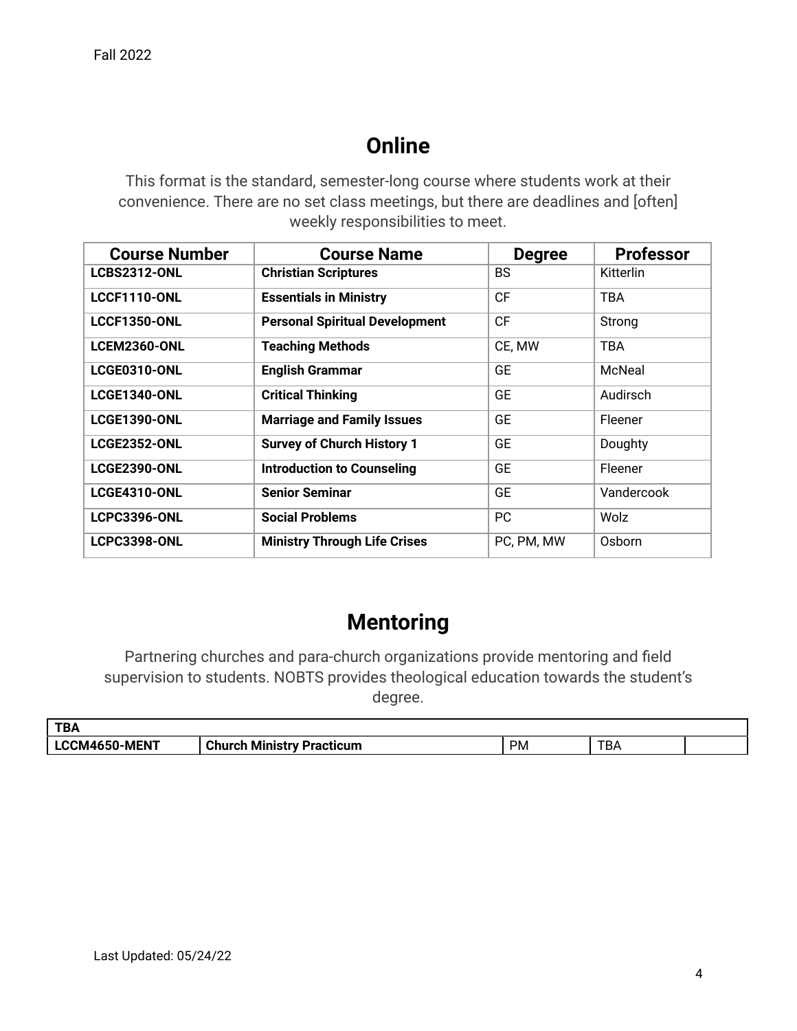## Online

This format is the standard, semester-long course where students work at their convenience. There are no set class meetings, but there are deadlines and [often] weekly responsibilities to meet.

| Course Number | Course Name | Degree | Professor |
|---|---|---|---|
| **LCBS2312-ONL** | **Christian Scriptures** | BS | Kitterlin |
| **LCCF1110-ONL** | **Essentials in Ministry** | CF | TBA |
| **LCCF1350-ONL** | **Personal Spiritual Development** | CF | Strong |
| **LCEM2360-ONL** | **Teaching Methods** | CE, MW | TBA |
| **LCGE0310-ONL** | **English Grammar** | GE | McNeal |
| **LCGE1340-ONL** | **Critical Thinking** | GE | Audirsch |
| **LCGE1390-ONL** | **Marriage and Family Issues** | GE | Fleener |
| **LCGE2352-ONL** | **Survey of Church History 1** | GE | Doughty |
| **LCGE2390-ONL** | **Introduction to Counseling** | GE | Fleener |
| **LCGE4310-ONL** | **Senior Seminar** | GE | Vandercook |
| **LCPC3396-ONL** | **Social Problems** | PC | Wolz |
| **LCPC3398-ONL** | **Ministry Through Life Crises** | PC, PM, MW | Osborn |

## Mentoring

Partnering churches and para-church organizations provide mentoring and field supervision to students. NOBTS provides theological education towards the student's degree.

| **TBA** | | | | |
|---|---|---|---|---|
| **LCCM4650-MENT** | **Church Ministry Practicum** | PM | TBA | |

Last Updated: 05/24/22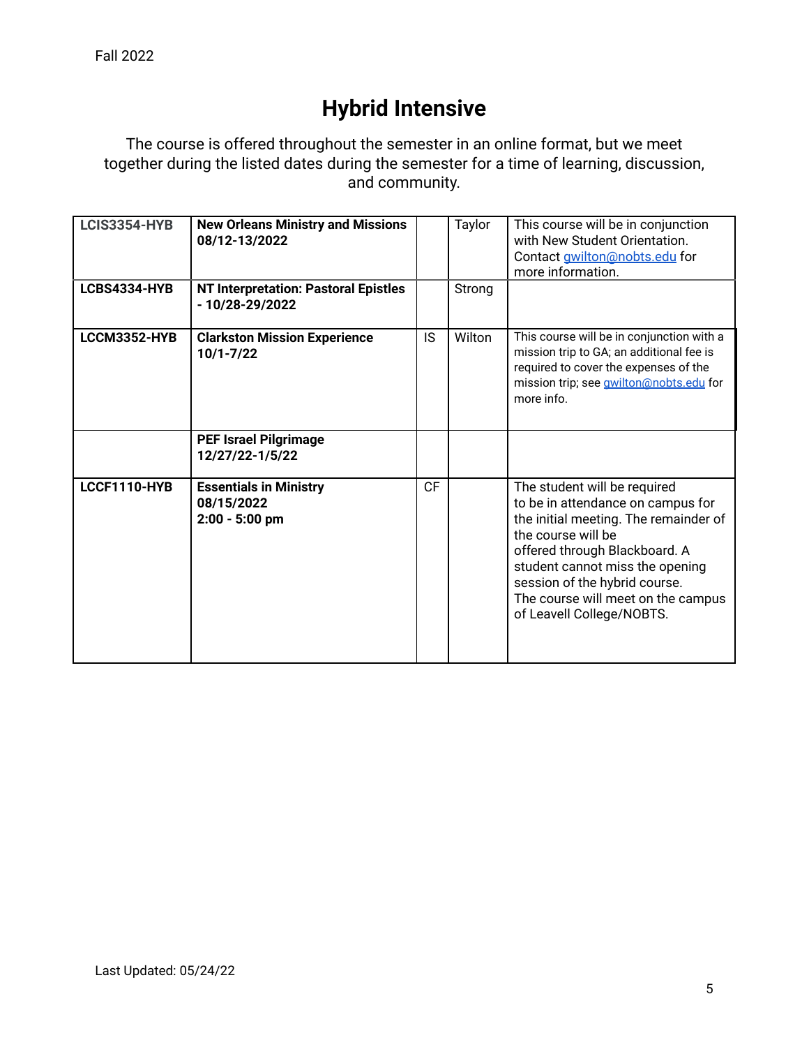Fall 2022

# Hybrid Intensive

The course is offered throughout the semester in an online format, but we meet together during the listed dates during the semester for a time of learning, discussion, and community.

| | | | | |
|---|---|---|---|---|
| LCIS3354-HYB | **New Orleans Ministry and Missions 08/12-13/2022** | | Taylor | This course will be in conjunction with New Student Orientation. Contact gwilton@nobts.edu for more information. |
| **LCBS4334-HYB** | **NT Interpretation: Pastoral Epistles - 10/28-29/2022** | | Strong | |
| **LCCM3352-HYB** | **Clarkston Mission Experience 10/1-7/22** | IS | Wilton | This course will be in conjunction with a mission trip to GA; an additional fee is required to cover the expenses of the mission trip; see gwilton@nobts.edu for more info. |
| | **PEF Israel Pilgrimage 12/27/22-1/5/22** | | | |
| **LCCF1110-HYB** | **Essentials in Ministry 08/15/2022 2:00 - 5:00 pm** | CF | | The student will be required to be in attendance on campus for the initial meeting. The remainder of the course will be offered through Blackboard. A student cannot miss the opening session of the hybrid course. The course will meet on the campus of Leavell College/NOBTS. |

Last Updated: 05/24/22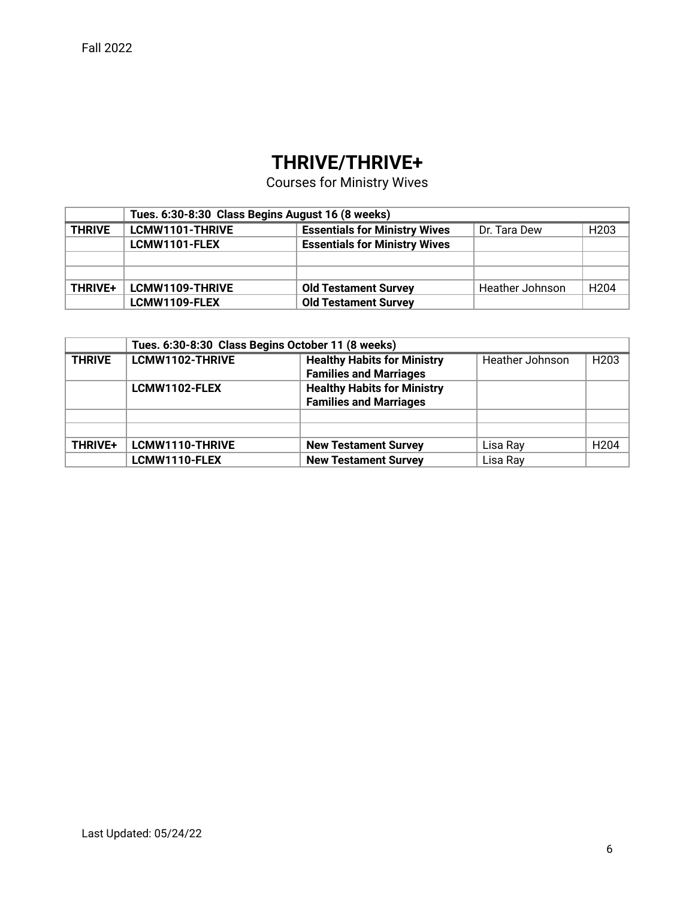Fall 2022

# THRIVE/THRIVE+

Courses for Ministry Wives

| | Tues. 6:30-8:30 Class Begins August 16 (8 weeks) | | | |
|---|---|---|---|---|
| **THRIVE** | **LCMW1101-THRIVE** | **Essentials for Ministry Wives** | Dr. Tara Dew | H203 |
| | **LCMW1101-FLEX** | **Essentials for Ministry Wives** | | |
| | | | | |
| | | | | |
| **THRIVE+** | **LCMW1109-THRIVE** | **Old Testament Survey** | Heather Johnson | H204 |
| | **LCMW1109-FLEX** | **Old Testament Survey** | | |

| | Tues. 6:30-8:30 Class Begins October 11 (8 weeks) | | | |
|---|---|---|---|---|
| **THRIVE** | **LCMW1102-THRIVE** | **Healthy Habits for Ministry Families and Marriages** | Heather Johnson | H203 |
| | **LCMW1102-FLEX** | **Healthy Habits for Ministry Families and Marriages** | | |
| | | | | |
| | | | | |
| **THRIVE+** | **LCMW1110-THRIVE** | **New Testament Survey** | Lisa Ray | H204 |
| | **LCMW1110-FLEX** | **New Testament Survey** | Lisa Ray | |

Last Updated: 05/24/22